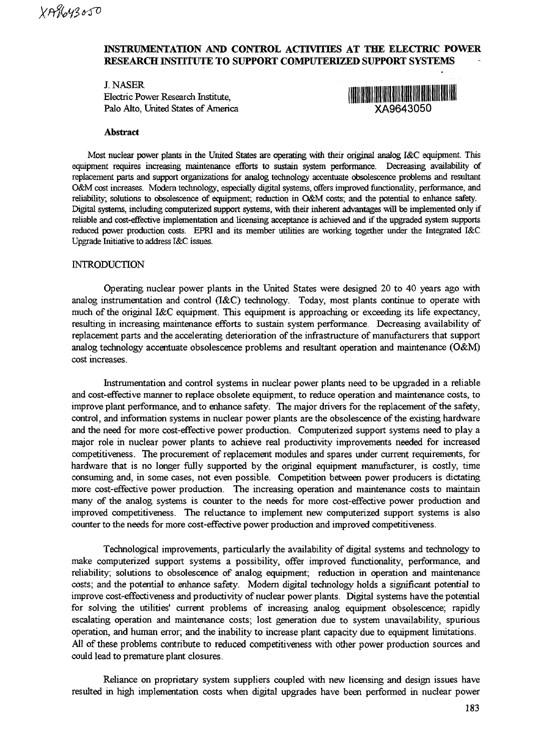# INSTRUMENTATION AND CONTROL ACTIVITIES AT THE ELECTRIC POWER RESEARCH INSTITUTE TO SUPPORT COMPUTERIZED SUPPORT SYSTEMS

J. NASER
Electric Power Research Institute,
Palo Alto, United States of America

XA9643050

**Abstract**

Most nuclear power plants in the United States are operating with their original analog I&C equipment. This equipment requires increasing maintenance efforts to sustain system performance. Decreasing availability of replacement parts and support organizations for analog technology accentuate obsolescence problems and resultant O&M cost increases. Modern technology, especially digital systems, offers improved functionality, performance, and reliability; solutions to obsolescence of equipment; reduction in O&M costs; and the potential to enhance safety. Digital systems, including computerized support systems, with their inherent advantages will be implemented only if reliable and cost-effective implementation and licensing acceptance is achieved and if the upgraded system supports reduced power production costs. EPRI and its member utilities are working together under the Integrated I&C Upgrade Initiative to address I&C issues.

## INTRODUCTION

Operating nuclear power plants in the United States were designed 20 to 40 years ago with analog instrumentation and control (I&C) technology. Today, most plants continue to operate with much of the original I&C equipment. This equipment is approaching or exceeding its life expectancy, resulting in increasing maintenance efforts to sustain system performance. Decreasing availability of replacement parts and the accelerating deterioration of the infrastructure of manufacturers that support analog technology accentuate obsolescence problems and resultant operation and maintenance (O&M) cost increases.

Instrumentation and control systems in nuclear power plants need to be upgraded in a reliable and cost-effective manner to replace obsolete equipment, to reduce operation and maintenance costs, to improve plant performance, and to enhance safety. The major drivers for the replacement of the safety, control, and information systems in nuclear power plants are the obsolescence of the existing hardware and the need for more cost-effective power production. Computerized support systems need to play a major role in nuclear power plants to achieve real productivity improvements needed for increased competitiveness. The procurement of replacement modules and spares under current requirements, for hardware that is no longer fully supported by the original equipment manufacturer, is costly, time consuming and, in some cases, not even possible. Competition between power producers is dictating more cost-effective power production. The increasing operation and maintenance costs to maintain many of the analog systems is counter to the needs for more cost-effective power production and improved competitiveness. The reluctance to implement new computerized support systems is also counter to the needs for more cost-effective power production and improved competitiveness.

Technological improvements, particularly the availability of digital systems and technology to make computerized support systems a possibility, offer improved functionality, performance, and reliability; solutions to obsolescence of analog equipment; reduction in operation and maintenance costs; and the potential to enhance safety. Modern digital technology holds a significant potential to improve cost-effectiveness and productivity of nuclear power plants. Digital systems have the potential for solving the utilities' current problems of increasing analog equipment obsolescence; rapidly escalating operation and maintenance costs; lost generation due to system unavailability, spurious operation, and human error; and the inability to increase plant capacity due to equipment limitations. All of these problems contribute to reduced competitiveness with other power production sources and could lead to premature plant closures.

Reliance on proprietary system suppliers coupled with new licensing and design issues have resulted in high implementation costs when digital upgrades have been performed in nuclear power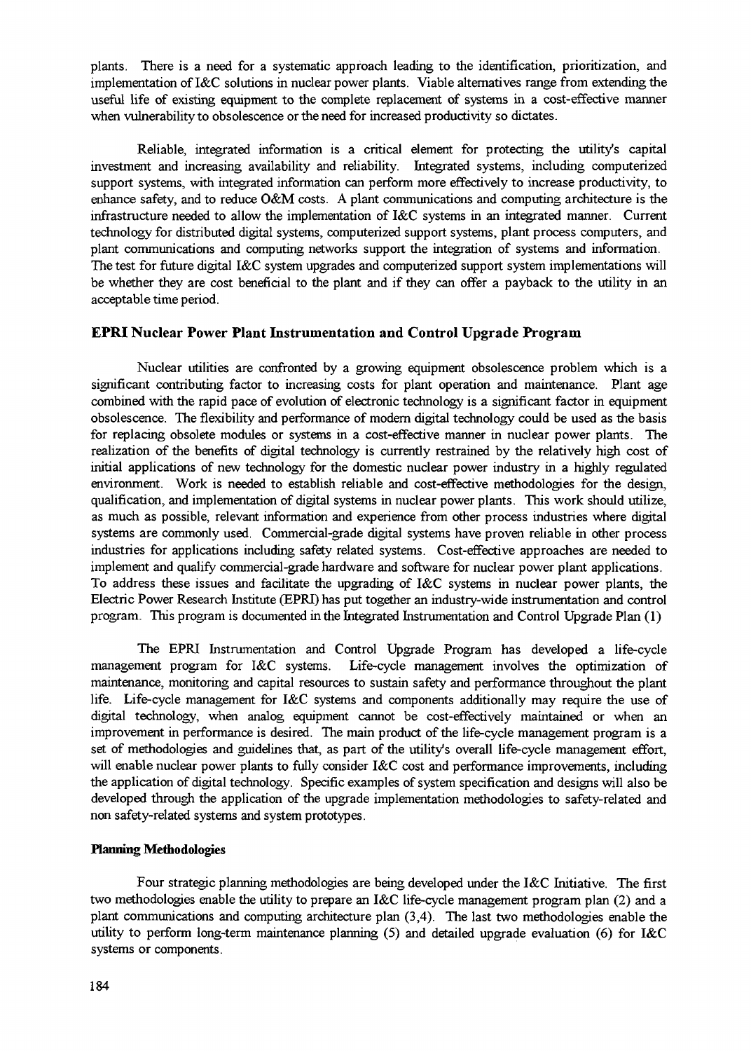plants. There is a need for a systematic approach leading to the identification, prioritization, and implementation of I&C solutions in nuclear power plants. Viable alternatives range from extending the useful life of existing equipment to the complete replacement of systems in a cost-effective manner when vulnerability to obsolescence or the need for increased productivity so dictates.

Reliable, integrated information is a critical element for protecting the utility's capital investment and increasing availability and reliability. Integrated systems, including computerized support systems, with integrated information can perform more effectively to increase productivity, to enhance safety, and to reduce O&M costs. A plant communications and computing architecture is the infrastructure needed to allow the implementation of I&C systems in an integrated manner. Current technology for distributed digital systems, computerized support systems, plant process computers, and plant communications and computing networks support the integration of systems and information. The test for future digital I&C system upgrades and computerized support system implementations will be whether they are cost beneficial to the plant and if they can offer a payback to the utility in an acceptable time period.

## EPRI Nuclear Power Plant Instrumentation and Control Upgrade Program

Nuclear utilities are confronted by a growing equipment obsolescence problem which is a significant contributing factor to increasing costs for plant operation and maintenance. Plant age combined with the rapid pace of evolution of electronic technology is a significant factor in equipment obsolescence. The flexibility and performance of modern digital technology could be used as the basis for replacing obsolete modules or systems in a cost-effective manner in nuclear power plants. The realization of the benefits of digital technology is currently restrained by the relatively high cost of initial applications of new technology for the domestic nuclear power industry in a highly regulated environment. Work is needed to establish reliable and cost-effective methodologies for the design, qualification, and implementation of digital systems in nuclear power plants. This work should utilize, as much as possible, relevant information and experience from other process industries where digital systems are commonly used. Commercial-grade digital systems have proven reliable in other process industries for applications including safety related systems. Cost-effective approaches are needed to implement and qualify commercial-grade hardware and software for nuclear power plant applications. To address these issues and facilitate the upgrading of I&C systems in nuclear power plants, the Electric Power Research Institute (EPRI) has put together an industry-wide instrumentation and control program. This program is documented in the Integrated Instrumentation and Control Upgrade Plan (1)

The EPRI Instrumentation and Control Upgrade Program has developed a life-cycle management program for I&C systems. Life-cycle management involves the optimization of maintenance, monitoring and capital resources to sustain safety and performance throughout the plant life. Life-cycle management for I&C systems and components additionally may require the use of digital technology, when analog equipment cannot be cost-effectively maintained or when an improvement in performance is desired. The main product of the life-cycle management program is a set of methodologies and guidelines that, as part of the utility's overall life-cycle management effort, will enable nuclear power plants to fully consider I&C cost and performance improvements, including the application of digital technology. Specific examples of system specification and designs will also be developed through the application of the upgrade implementation methodologies to safety-related and non safety-related systems and system prototypes.

### Planning Methodologies

Four strategic planning methodologies are being developed under the I&C Initiative. The first two methodologies enable the utility to prepare an I&C life-cycle management program plan (2) and a plant communications and computing architecture plan (3,4). The last two methodologies enable the utility to perform long-term maintenance planning (5) and detailed upgrade evaluation (6) for I&C systems or components.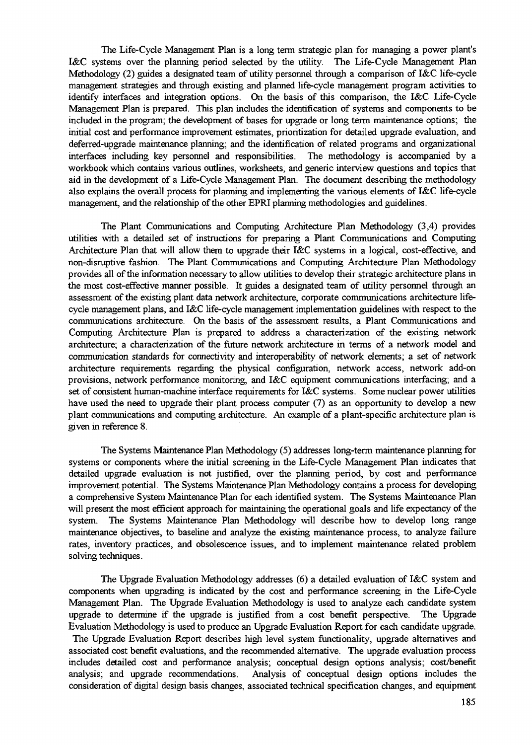The Life-Cycle Management Plan is a long term strategic plan for managing a power plant's I&C systems over the planning period selected by the utility. The Life-Cycle Management Plan Methodology (2) guides a designated team of utility personnel through a comparison of I&C life-cycle management strategies and through existing and planned life-cycle management program activities to identify interfaces and integration options. On the basis of this comparison, the I&C Life-Cycle Management Plan is prepared. This plan includes the identification of systems and components to be included in the program; the development of bases for upgrade or long term maintenance options; the initial cost and performance improvement estimates, prioritization for detailed upgrade evaluation, and deferred-upgrade maintenance planning; and the identification of related programs and organizational interfaces including key personnel and responsibilities. The methodology is accompanied by a workbook which contains various outlines, worksheets, and generic interview questions and topics that aid in the development of a Life-Cycle Management Plan. The document describing the methodology also explains the overall process for planning and implementing the various elements of I&C life-cycle management, and the relationship of the other EPRI planning methodologies and guidelines.

The Plant Communications and Computing Architecture Plan Methodology (3,4) provides utilities with a detailed set of instructions for preparing a Plant Communications and Computing Architecture Plan that will allow them to upgrade their I&C systems in a logical, cost-effective, and non-disruptive fashion. The Plant Communications and Computing Architecture Plan Methodology provides all of the information necessary to allow utilities to develop their strategic architecture plans in the most cost-effective manner possible. It guides a designated team of utility personnel through an assessment of the existing plant data network architecture, corporate communications architecture life-cycle management plans, and I&C life-cycle management implementation guidelines with respect to the communications architecture. On the basis of the assessment results, a Plant Communications and Computing Architecture Plan is prepared to address a characterization of the existing network architecture; a characterization of the future network architecture in terms of a network model and communication standards for connectivity and interoperability of network elements; a set of network architecture requirements regarding the physical configuration, network access, network add-on provisions, network performance monitoring, and I&C equipment communications interfacing; and a set of consistent human-machine interface requirements for I&C systems. Some nuclear power utilities have used the need to upgrade their plant process computer (7) as an opportunity to develop a new plant communications and computing architecture. An example of a plant-specific architecture plan is given in reference 8.

The Systems Maintenance Plan Methodology (5) addresses long-term maintenance planning for systems or components where the initial screening in the Life-Cycle Management Plan indicates that detailed upgrade evaluation is not justified, over the planning period, by cost and performance improvement potential. The Systems Maintenance Plan Methodology contains a process for developing a comprehensive System Maintenance Plan for each identified system. The Systems Maintenance Plan will present the most efficient approach for maintaining the operational goals and life expectancy of the system. The Systems Maintenance Plan Methodology will describe how to develop long range maintenance objectives, to baseline and analyze the existing maintenance process, to analyze failure rates, inventory practices, and obsolescence issues, and to implement maintenance related problem solving techniques.

The Upgrade Evaluation Methodology addresses (6) a detailed evaluation of I&C system and components when upgrading is indicated by the cost and performance screening in the Life-Cycle Management Plan. The Upgrade Evaluation Methodology is used to analyze each candidate system upgrade to determine if the upgrade is justified from a cost benefit perspective. The Upgrade Evaluation Methodology is used to produce an Upgrade Evaluation Report for each candidate upgrade. The Upgrade Evaluation Report describes high level system functionality, upgrade alternatives and associated cost benefit evaluations, and the recommended alternative. The upgrade evaluation process includes detailed cost and performance analysis; conceptual design options analysis; cost/benefit analysis; and upgrade recommendations. Analysis of conceptual design options includes the consideration of digital design basis changes, associated technical specification changes, and equipment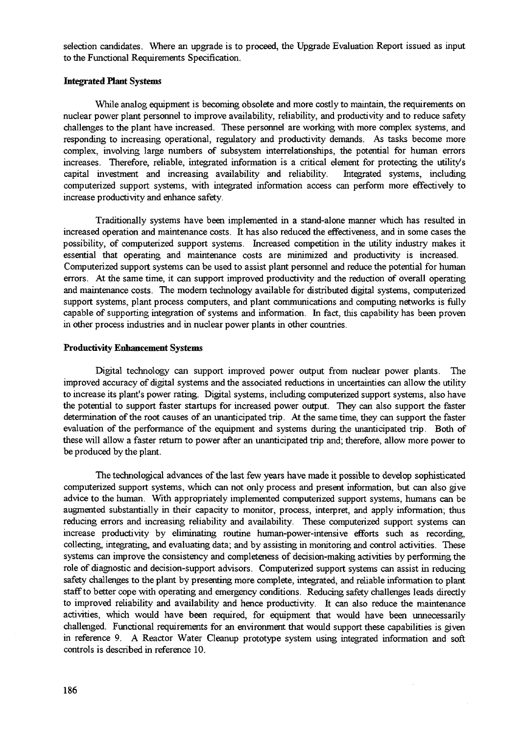selection candidates. Where an upgrade is to proceed, the Upgrade Evaluation Report issued as input to the Functional Requirements Specification.

**Integrated Plant Systems**

While analog equipment is becoming obsolete and more costly to maintain, the requirements on nuclear power plant personnel to improve availability, reliability, and productivity and to reduce safety challenges to the plant have increased. These personnel are working with more complex systems, and responding to increasing operational, regulatory and productivity demands. As tasks become more complex, involving large numbers of subsystem interrelationships, the potential for human errors increases. Therefore, reliable, integrated information is a critical element for protecting the utility's capital investment and increasing availability and reliability. Integrated systems, including computerized support systems, with integrated information access can perform more effectively to increase productivity and enhance safety.

Traditionally systems have been implemented in a stand-alone manner which has resulted in increased operation and maintenance costs. It has also reduced the effectiveness, and in some cases the possibility, of computerized support systems. Increased competition in the utility industry makes it essential that operating and maintenance costs are minimized and productivity is increased. Computerized support systems can be used to assist plant personnel and reduce the potential for human errors. At the same time, it can support improved productivity and the reduction of overall operating and maintenance costs. The modern technology available for distributed digital systems, computerized support systems, plant process computers, and plant communications and computing networks is fully capable of supporting integration of systems and information. In fact, this capability has been proven in other process industries and in nuclear power plants in other countries.

**Productivity Enhancement Systems**

Digital technology can support improved power output from nuclear power plants. The improved accuracy of digital systems and the associated reductions in uncertainties can allow the utility to increase its plant's power rating. Digital systems, including computerized support systems, also have the potential to support faster startups for increased power output. They can also support the faster determination of the root causes of an unanticipated trip. At the same time, they can support the faster evaluation of the performance of the equipment and systems during the unanticipated trip. Both of these will allow a faster return to power after an unanticipated trip and; therefore, allow more power to be produced by the plant.

The technological advances of the last few years have made it possible to develop sophisticated computerized support systems, which can not only process and present information, but can also give advice to the human. With appropriately implemented computerized support systems, humans can be augmented substantially in their capacity to monitor, process, interpret, and apply information; thus reducing errors and increasing reliability and availability. These computerized support systems can increase productivity by eliminating routine human-power-intensive efforts such as recording, collecting, integrating, and evaluating data; and by assisting in monitoring and control activities. These systems can improve the consistency and completeness of decision-making activities by performing the role of diagnostic and decision-support advisors. Computerized support systems can assist in reducing safety challenges to the plant by presenting more complete, integrated, and reliable information to plant staff to better cope with operating and emergency conditions. Reducing safety challenges leads directly to improved reliability and availability and hence productivity. It can also reduce the maintenance activities, which would have been required, for equipment that would have been unnecessarily challenged. Functional requirements for an environment that would support these capabilities is given in reference 9. A Reactor Water Cleanup prototype system using integrated information and soft controls is described in reference 10.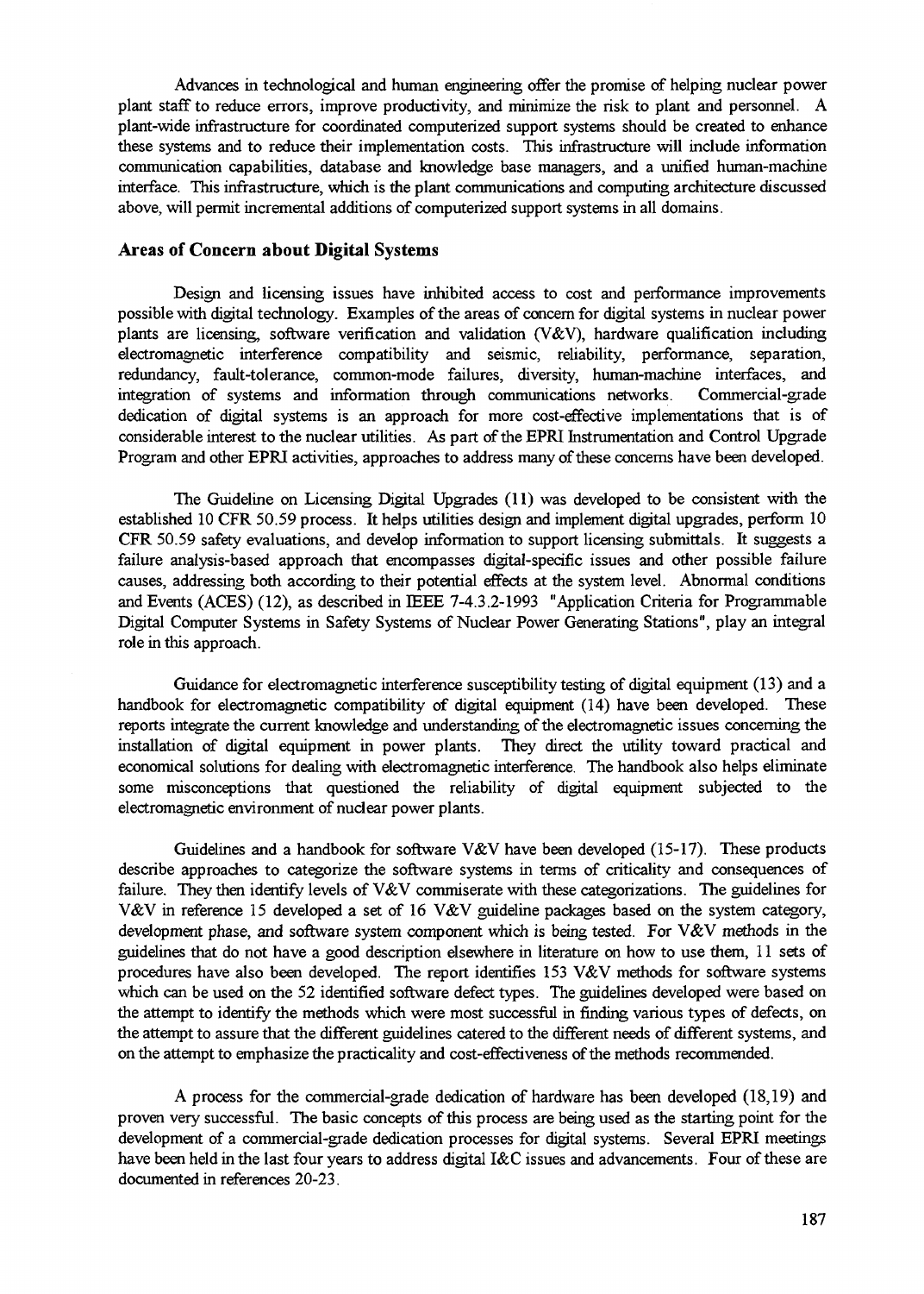Advances in technological and human engineering offer the promise of helping nuclear power plant staff to reduce errors, improve productivity, and minimize the risk to plant and personnel. A plant-wide infrastructure for coordinated computerized support systems should be created to enhance these systems and to reduce their implementation costs. This infrastructure will include information communication capabilities, database and knowledge base managers, and a unified human-machine interface. This infrastructure, which is the plant communications and computing architecture discussed above, will permit incremental additions of computerized support systems in all domains.

## Areas of Concern about Digital Systems

Design and licensing issues have inhibited access to cost and performance improvements possible with digital technology. Examples of the areas of concern for digital systems in nuclear power plants are licensing, software verification and validation (V&V), hardware qualification including electromagnetic interference compatibility and seismic, reliability, performance, separation, redundancy, fault-tolerance, common-mode failures, diversity, human-machine interfaces, and integration of systems and information through communications networks. Commercial-grade dedication of digital systems is an approach for more cost-effective implementations that is of considerable interest to the nuclear utilities. As part of the EPRI Instrumentation and Control Upgrade Program and other EPRI activities, approaches to address many of these concerns have been developed.

The Guideline on Licensing Digital Upgrades (11) was developed to be consistent with the established 10 CFR 50.59 process. It helps utilities design and implement digital upgrades, perform 10 CFR 50.59 safety evaluations, and develop information to support licensing submittals. It suggests a failure analysis-based approach that encompasses digital-specific issues and other possible failure causes, addressing both according to their potential effects at the system level. Abnormal conditions and Events (ACES) (12), as described in IEEE 7-4.3.2-1993 "Application Criteria for Programmable Digital Computer Systems in Safety Systems of Nuclear Power Generating Stations", play an integral role in this approach.

Guidance for electromagnetic interference susceptibility testing of digital equipment (13) and a handbook for electromagnetic compatibility of digital equipment (14) have been developed. These reports integrate the current knowledge and understanding of the electromagnetic issues concerning the installation of digital equipment in power plants. They direct the utility toward practical and economical solutions for dealing with electromagnetic interference. The handbook also helps eliminate some misconceptions that questioned the reliability of digital equipment subjected to the electromagnetic environment of nuclear power plants.

Guidelines and a handbook for software V&V have been developed (15-17). These products describe approaches to categorize the software systems in terms of criticality and consequences of failure. They then identify levels of V&V commiserate with these categorizations. The guidelines for V&V in reference 15 developed a set of 16 V&V guideline packages based on the system category, development phase, and software system component which is being tested. For V&V methods in the guidelines that do not have a good description elsewhere in literature on how to use them, 11 sets of procedures have also been developed. The report identifies 153 V&V methods for software systems which can be used on the 52 identified software defect types. The guidelines developed were based on the attempt to identify the methods which were most successful in finding various types of defects, on the attempt to assure that the different guidelines catered to the different needs of different systems, and on the attempt to emphasize the practicality and cost-effectiveness of the methods recommended.

A process for the commercial-grade dedication of hardware has been developed (18,19) and proven very successful. The basic concepts of this process are being used as the starting point for the development of a commercial-grade dedication processes for digital systems. Several EPRI meetings have been held in the last four years to address digital I&C issues and advancements. Four of these are documented in references 20-23.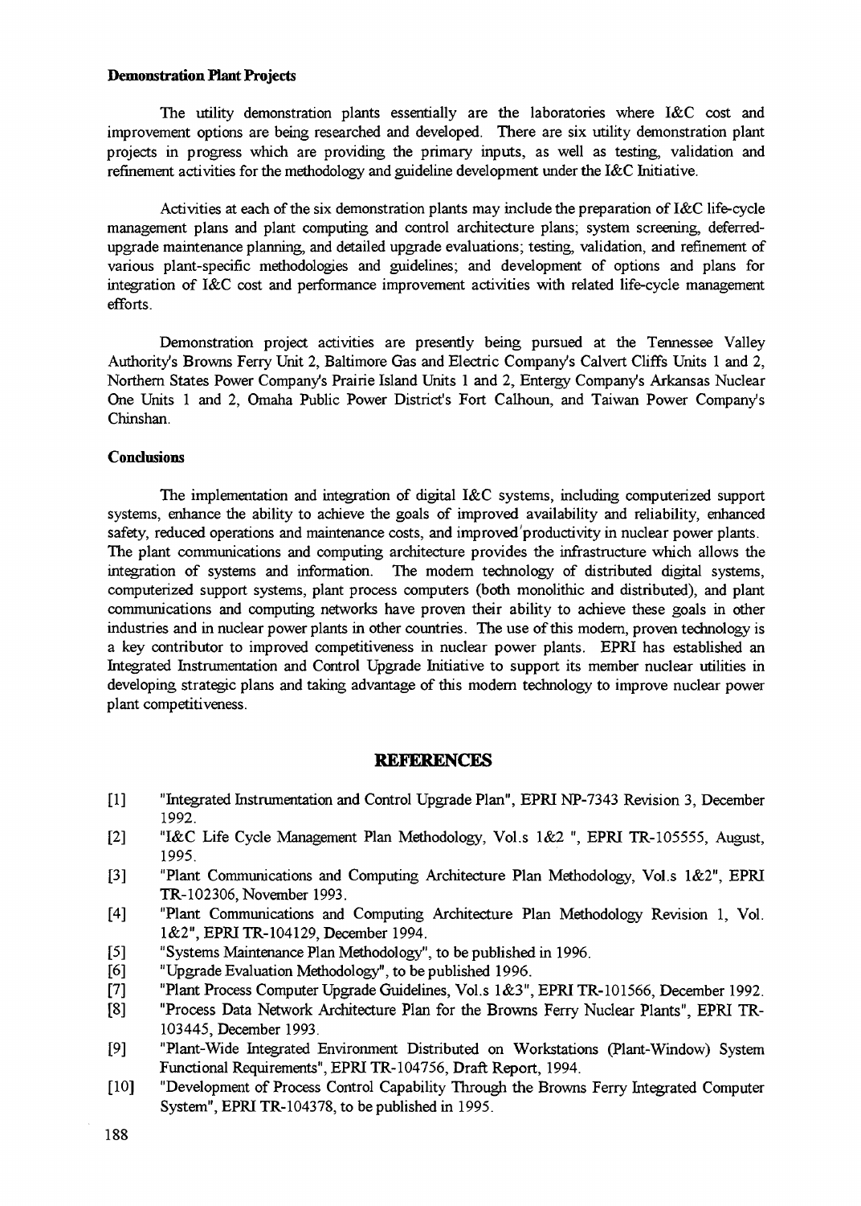**Demonstration Plant Projects**

The utility demonstration plants essentially are the laboratories where I&C cost and improvement options are being researched and developed. There are six utility demonstration plant projects in progress which are providing the primary inputs, as well as testing, validation and refinement activities for the methodology and guideline development under the I&C Initiative.

Activities at each of the six demonstration plants may include the preparation of I&C life-cycle management plans and plant computing and control architecture plans; system screening, deferred-upgrade maintenance planning, and detailed upgrade evaluations; testing, validation, and refinement of various plant-specific methodologies and guidelines; and development of options and plans for integration of I&C cost and performance improvement activities with related life-cycle management efforts.

Demonstration project activities are presently being pursued at the Tennessee Valley Authority's Browns Ferry Unit 2, Baltimore Gas and Electric Company's Calvert Cliffs Units 1 and 2, Northern States Power Company's Prairie Island Units 1 and 2, Entergy Company's Arkansas Nuclear One Units 1 and 2, Omaha Public Power District's Fort Calhoun, and Taiwan Power Company's Chinshan.

**Conclusions**

The implementation and integration of digital I&C systems, including computerized support systems, enhance the ability to achieve the goals of improved availability and reliability, enhanced safety, reduced operations and maintenance costs, and improved productivity in nuclear power plants. The plant communications and computing architecture provides the infrastructure which allows the integration of systems and information. The modern technology of distributed digital systems, computerized support systems, plant process computers (both monolithic and distributed), and plant communications and computing networks have proven their ability to achieve these goals in other industries and in nuclear power plants in other countries. The use of this modern, proven technology is a key contributor to improved competitiveness in nuclear power plants. EPRI has established an Integrated Instrumentation and Control Upgrade Initiative to support its member nuclear utilities in developing strategic plans and taking advantage of this modern technology to improve nuclear power plant competitiveness.

## REFERENCES

[1] "Integrated Instrumentation and Control Upgrade Plan", EPRI NP-7343 Revision 3, December 1992.

[2] "I&C Life Cycle Management Plan Methodology, Vol.s 1&2 ", EPRI TR-105555, August, 1995.

[3] "Plant Communications and Computing Architecture Plan Methodology, Vol.s 1&2", EPRI TR-102306, November 1993.

[4] "Plant Communications and Computing Architecture Plan Methodology Revision 1, Vol. 1&2", EPRI TR-104129, December 1994.

[5] "Systems Maintenance Plan Methodology", to be published in 1996.

[6] "Upgrade Evaluation Methodology", to be published 1996.

[7] "Plant Process Computer Upgrade Guidelines, Vol.s 1&3", EPRI TR-101566, December 1992.

[8] "Process Data Network Architecture Plan for the Browns Ferry Nuclear Plants", EPRI TR-103445, December 1993.

[9] "Plant-Wide Integrated Environment Distributed on Workstations (Plant-Window) System Functional Requirements", EPRI TR-104756, Draft Report, 1994.

[10] "Development of Process Control Capability Through the Browns Ferry Integrated Computer System", EPRI TR-104378, to be published in 1995.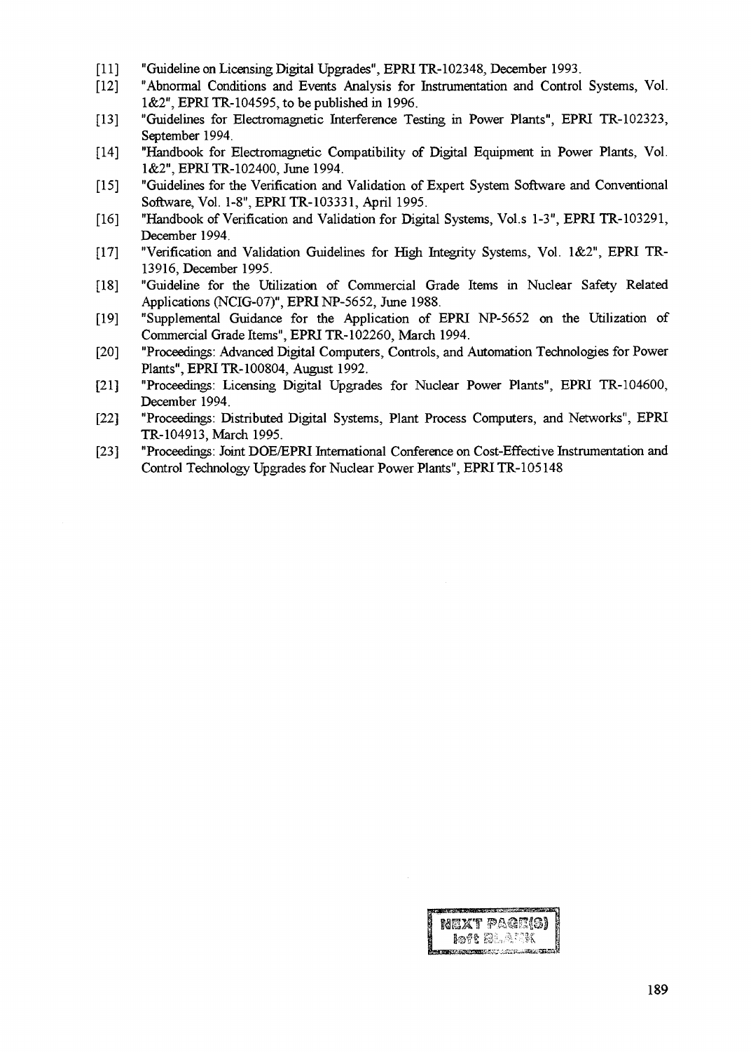[11] "Guideline on Licensing Digital Upgrades", EPRI TR-102348, December 1993.

[12] "Abnormal Conditions and Events Analysis for Instrumentation and Control Systems, Vol. 1&2", EPRI TR-104595, to be published in 1996.

[13] "Guidelines for Electromagnetic Interference Testing in Power Plants", EPRI TR-102323, September 1994.

[14] "Handbook for Electromagnetic Compatibility of Digital Equipment in Power Plants, Vol. 1&2", EPRI TR-102400, June 1994.

[15] "Guidelines for the Verification and Validation of Expert System Software and Conventional Software, Vol. 1-8", EPRI TR-103331, April 1995.

[16] "Handbook of Verification and Validation for Digital Systems, Vol.s 1-3", EPRI TR-103291, December 1994.

[17] "Verification and Validation Guidelines for High Integrity Systems, Vol. 1&2", EPRI TR-13916, December 1995.

[18] "Guideline for the Utilization of Commercial Grade Items in Nuclear Safety Related Applications (NCIG-07)", EPRI NP-5652, June 1988.

[19] "Supplemental Guidance for the Application of EPRI NP-5652 on the Utilization of Commercial Grade Items", EPRI TR-102260, March 1994.

[20] "Proceedings: Advanced Digital Computers, Controls, and Automation Technologies for Power Plants", EPRI TR-100804, August 1992.

[21] "Proceedings: Licensing Digital Upgrades for Nuclear Power Plants", EPRI TR-104600, December 1994.

[22] "Proceedings: Distributed Digital Systems, Plant Process Computers, and Networks", EPRI TR-104913, March 1995.

[23] "Proceedings: Joint DOE/EPRI International Conference on Cost-Effective Instrumentation and Control Technology Upgrades for Nuclear Power Plants", EPRI TR-105148

NEXT PAGE(S) left BLANK